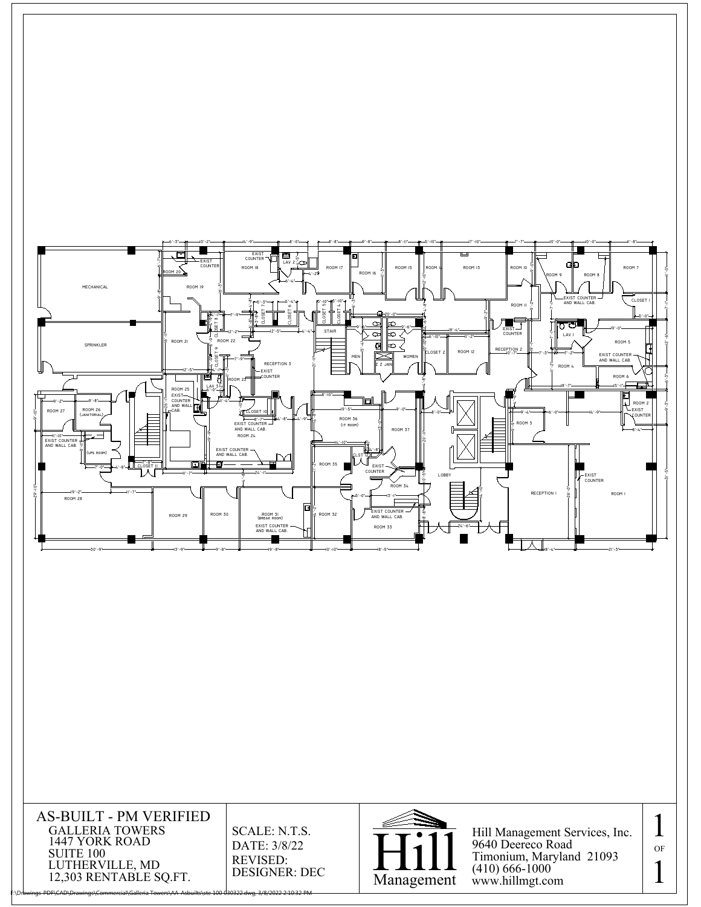AS-BUILT - PM VERIFIED

GALLERIA TOWERS
1447 YORK ROAD
SUITE 100
LUTHERVILLE, MD
12,303 RENTABLE SQ.FT.

SCALE: N.T.S.
DATE: 3/8/22
REVISED:
DESIGNER: DEC

Hill Management

Hill Management Services, Inc.
9640 Deereco Road
Timonium, Maryland 21093
(410) 666-1000
www.hillmgt.com

F:\Drawings-PDF\CAD\Drawings\Commercial\Galleria Towers\AA-Asbuilts\ste 100 030322.dwg, 3/8/2022 2:10:32 PM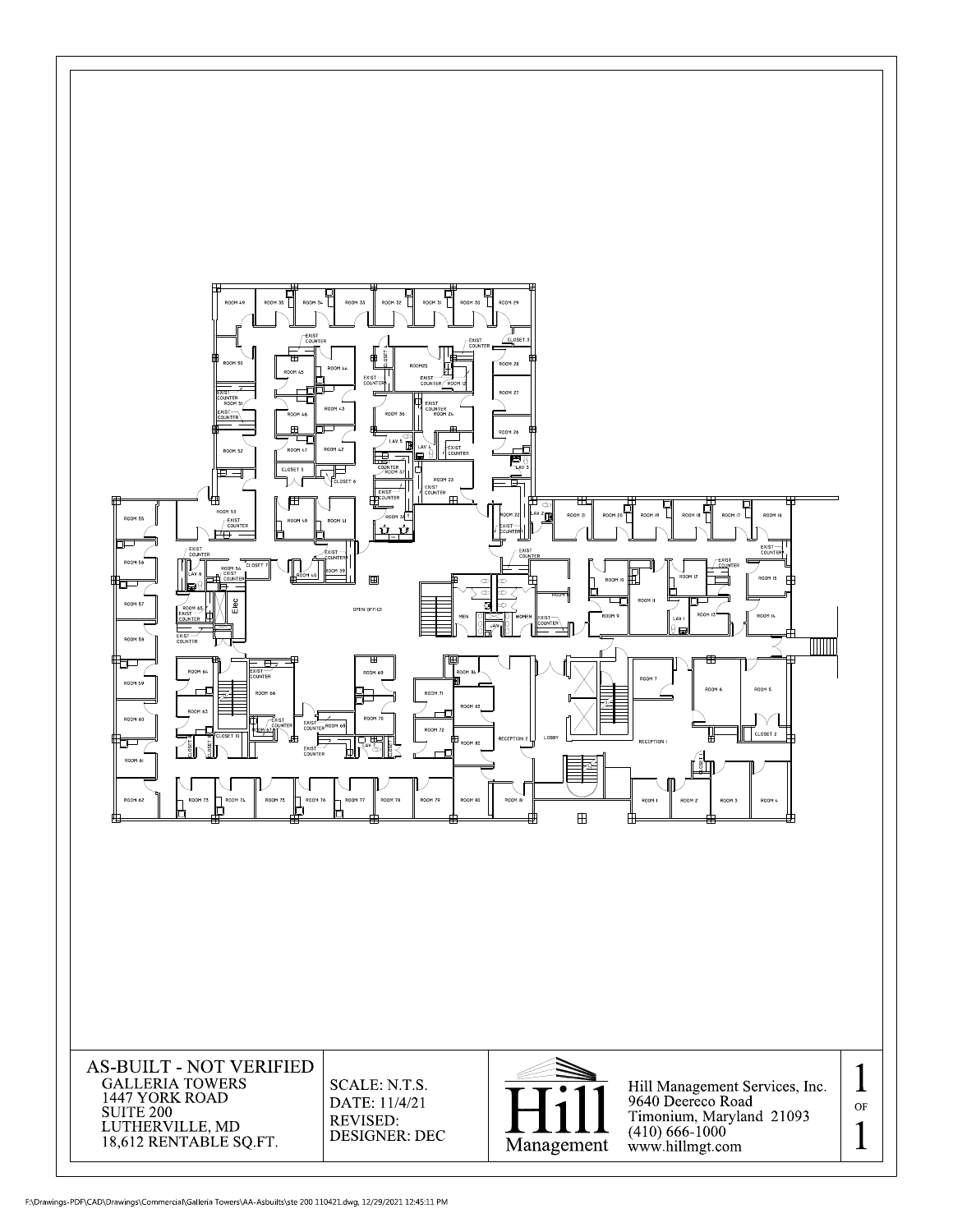AS-BUILT - NOT VERIFIED
GALLERIA TOWERS
1447 YORK ROAD
SUITE 200
LUTHERVILLE, MD
18,612 RENTABLE SQ.FT.

SCALE: N.T.S.
DATE: 11/4/21
REVISED:
DESIGNER: DEC

Hill Management

Hill Management Services, Inc.
9640 Deereco Road
Timonium, Maryland 21093
(410) 666-1000
www.hillmgt.com

1 OF 1

F:\Drawings-PDF\CAD\Drawings\Commercial\Galleria Towers\AA-Asbuilts\ste 200 110421.dwg, 12/29/2021 12:45:11 PM